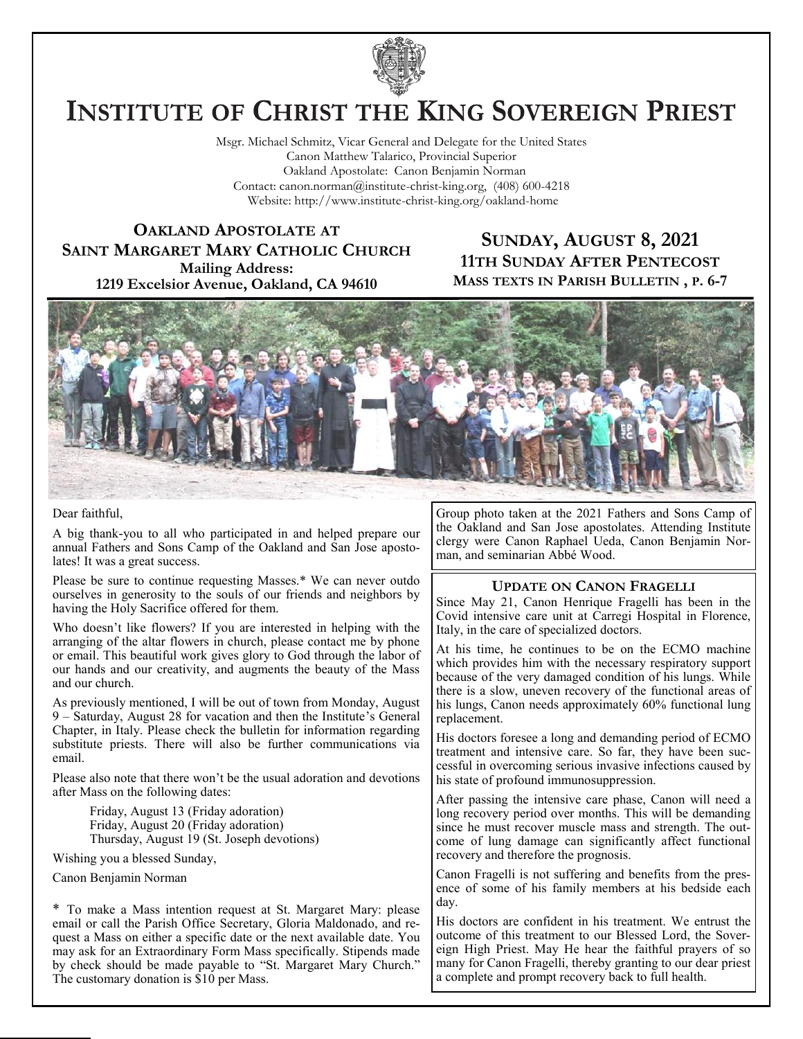# Institute of Christ the King Sovereign Priest

Msgr. Michael Schmitz, Vicar General and Delegate for the United States
Canon Matthew Talarico, Provincial Superior
Oakland Apostolate: Canon Benjamin Norman
Contact: canon.norman@institute-christ-king.org, (408) 600-4218
Website: http://www.institute-christ-king.org/oakland-home

## Oakland Apostolate at Saint Margaret Mary Catholic Church

**Mailing Address:**
**1219 Excelsior Avenue, Oakland, CA 94610**

## Sunday, August 8, 2021

**11th Sunday After Pentecost**
**Mass texts in Parish Bulletin , p. 6-7**

Group photo taken at the 2021 Fathers and Sons Camp of the Oakland and San Jose apostolates. Attending Institute clergy were Canon Raphael Ueda, Canon Benjamin Norman, and seminarian Abbé Wood.

Dear faithful,

A big thank-you to all who participated in and helped prepare our annual Fathers and Sons Camp of the Oakland and San Jose apostolates! It was a great success.

Please be sure to continue requesting Masses.* We can never outdo ourselves in generosity to the souls of our friends and neighbors by having the Holy Sacrifice offered for them.

Who doesn't like flowers? If you are interested in helping with the arranging of the altar flowers in church, please contact me by phone or email. This beautiful work gives glory to God through the labor of our hands and our creativity, and augments the beauty of the Mass and our church.

As previously mentioned, I will be out of town from Monday, August 9 – Saturday, August 28 for vacation and then the Institute's General Chapter, in Italy. Please check the bulletin for information regarding substitute priests. There will also be further communications via email.

Please also note that there won't be the usual adoration and devotions after Mass on the following dates:

Friday, August 13 (Friday adoration)
Friday, August 20 (Friday adoration)
Thursday, August 19 (St. Joseph devotions)

Wishing you a blessed Sunday,

Canon Benjamin Norman

\* To make a Mass intention request at St. Margaret Mary: please email or call the Parish Office Secretary, Gloria Maldonado, and request a Mass on either a specific date or the next available date. You may ask for an Extraordinary Form Mass specifically. Stipends made by check should be made payable to "St. Margaret Mary Church." The customary donation is $10 per Mass.

### Update on Canon Fragelli

Since May 21, Canon Henrique Fragelli has been in the Covid intensive care unit at Carregi Hospital in Florence, Italy, in the care of specialized doctors.

At his time, he continues to be on the ECMO machine which provides him with the necessary respiratory support because of the very damaged condition of his lungs. While there is a slow, uneven recovery of the functional areas of his lungs, Canon needs approximately 60% functional lung replacement.

His doctors foresee a long and demanding period of ECMO treatment and intensive care. So far, they have been successful in overcoming serious invasive infections caused by his state of profound immunosuppression.

After passing the intensive care phase, Canon will need a long recovery period over months. This will be demanding since he must recover muscle mass and strength. The outcome of lung damage can significantly affect functional recovery and therefore the prognosis.

Canon Fragelli is not suffering and benefits from the presence of some of his family members at his bedside each day.

His doctors are confident in his treatment. We entrust the outcome of this treatment to our Blessed Lord, the Sovereign High Priest. May He hear the faithful prayers of so many for Canon Fragelli, thereby granting to our dear priest a complete and prompt recovery back to full health.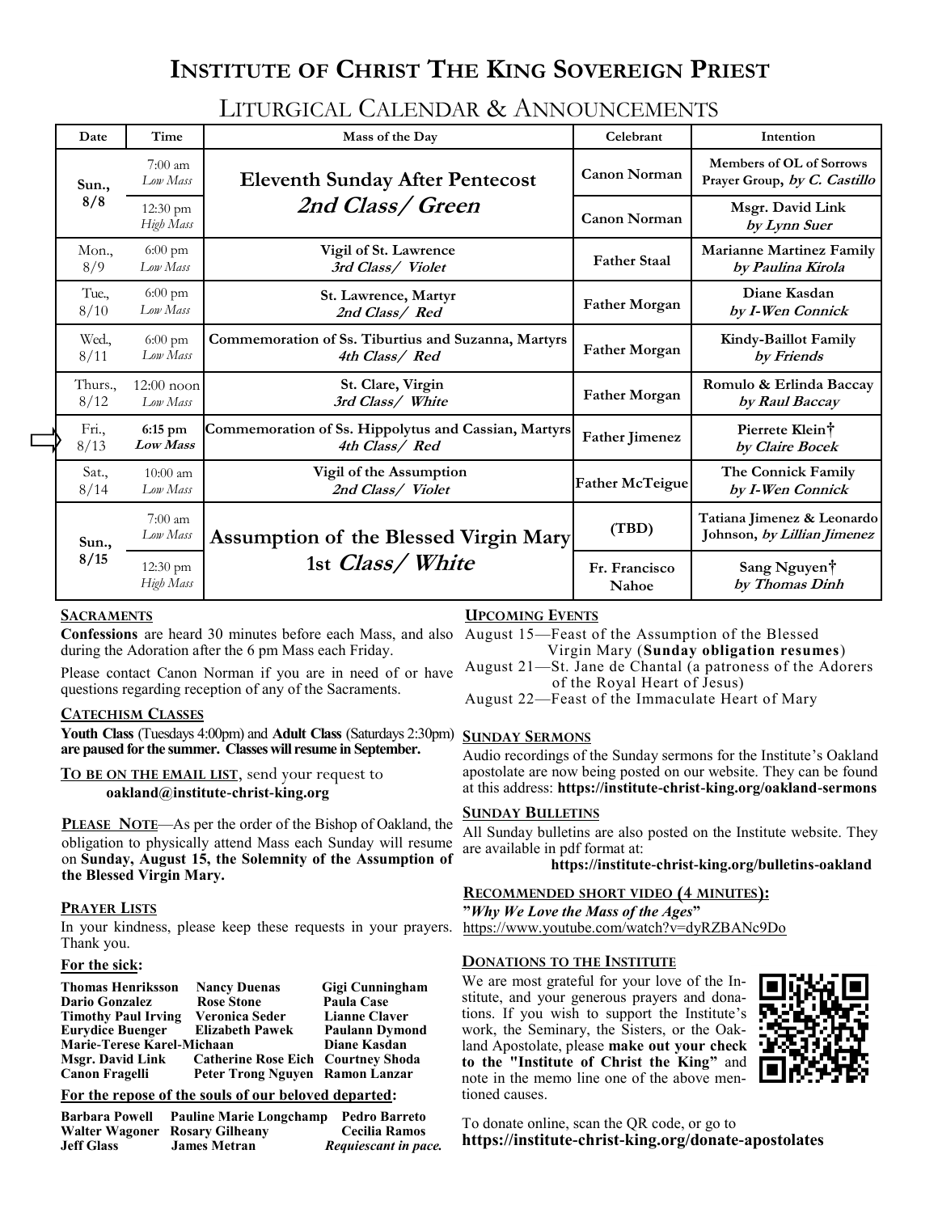# Institute of Christ The King Sovereign Priest

## Liturgical Calendar & Announcements

| Date | Time | Mass of the Day | Celebrant | Intention |
|---|---|---|---|---|
| **Sun., 8/8** | 7:00 am *Low Mass* | **Eleventh Sunday After Pentecost** ***2nd Class/ Green*** | **Canon Norman** | **Members of OL of Sorrows Prayer Group,** ***by C. Castillo*** |
| | 12:30 pm *High Mass* | | **Canon Norman** | **Msgr. David Link** ***by Lynn Suer*** |
| Mon., 8/9 | 6:00 pm *Low Mass* | **Vigil of St. Lawrence** ***3rd Class/ Violet*** | **Father Staal** | **Marianne Martinez Family** ***by Paulina Kirola*** |
| Tue., 8/10 | 6:00 pm *Low Mass* | **St. Lawrence, Martyr** ***2nd Class/ Red*** | **Father Morgan** | **Diane Kasdan** ***by I-Wen Connick*** |
| Wed., 8/11 | 6:00 pm *Low Mass* | **Commemoration of Ss. Tiburtius and Suzanna, Martyrs** ***4th Class/ Red*** | **Father Morgan** | **Kindy-Baillot Family** ***by Friends*** |
| Thurs., 8/12 | 12:00 noon *Low Mass* | **St. Clare, Virgin** ***3rd Class/ White*** | **Father Morgan** | **Romulo & Erlinda Baccay** ***by Raul Baccay*** |
| Fri., 8/13 | **6:15 pm** ***Low Mass*** | **Commemoration of Ss. Hippolytus and Cassian, Martyrs** ***4th Class/ Red*** | **Father Jimenez** | **Pierrete Klein†** ***by Claire Bocek*** |
| Sat., 8/14 | 10:00 am *Low Mass* | **Vigil of the Assumption** ***2nd Class/ Violet*** | **Father McTeigue** | **The Connick Family** ***by I-Wen Connick*** |
| **Sun., 8/15** | 7:00 am *Low Mass* | **Assumption of the Blessed Virgin Mary** **1st *Class/ White*** | **(TBD)** | **Tatiana Jimenez & Leonardo Johnson,** ***by Lillian Jimenez*** |
| | 12:30 pm *High Mass* | | **Fr. Francisco Nahoe** | **Sang Nguyen†** ***by Thomas Dinh*** |

### Sacraments

**Confessions** are heard 30 minutes before each Mass, and also during the Adoration after the 6 pm Mass each Friday.

Please contact Canon Norman if you are in need of or have questions regarding reception of any of the Sacraments.

### Catechism Classes

**Youth Class** (Tuesdays 4:00pm) and **Adult Class** (Saturdays 2:30pm) **are paused for the summer. Classes will resume in September.**

**To be on the email list**, send your request to **oakland@institute-christ-king.org**

**Please Note**—As per the order of the Bishop of Oakland, the obligation to physically attend Mass each Sunday will resume on **Sunday, August 15, the Solemnity of the Assumption of the Blessed Virgin Mary.**

### Prayer Lists

In your kindness, please keep these requests in your prayers. Thank you.

**For the sick:**

**Thomas Henriksson, Nancy Duenas, Gigi Cunningham, Dario Gonzalez, Rose Stone, Paula Case, Timothy Paul Irving, Veronica Seder, Lianne Claver, Eurydice Buenger, Elizabeth Pawek, Paulann Dymond, Marie-Terese Karel-Michaan, Diane Kasdan, Msgr. David Link, Catherine Rose Eich, Courtney Shoda, Canon Fragelli, Peter Trong Nguyen, Ramon Lanzar**

**For the repose of the souls of our beloved departed:**

**Barbara Powell, Pauline Marie Longchamp, Pedro Barreto, Walter Wagoner, Rosary Gilheany, Cecilia Ramos, Jeff Glass, James Metran**

***Requiescant in pace.***

### Upcoming Events

August 15—Feast of the Assumption of the Blessed Virgin Mary (**Sunday obligation resumes**)

August 21—St. Jane de Chantal (a patroness of the Adorers of the Royal Heart of Jesus)

August 22—Feast of the Immaculate Heart of Mary

### Sunday Sermons

Audio recordings of the Sunday sermons for the Institute's Oakland apostolate are now being posted on our website. They can be found at this address: **https://institute-christ-king.org/oakland-sermons**

### Sunday Bulletins

All Sunday bulletins are also posted on the Institute website. They are available in pdf format at:

**https://institute-christ-king.org/bulletins-oakland**

### Recommended short video (4 minutes):

**"*Why We Love the Mass of the Ages*"**
https://www.youtube.com/watch?v=dyRZBANc9Do

### Donations to the Institute

We are most grateful for your love of the Institute, and your generous prayers and donations. If you wish to support the Institute's work, the Seminary, the Sisters, or the Oakland Apostolate, please **make out your check to the "Institute of Christ the King"** and note in the memo line one of the above mentioned causes.

To donate online, scan the QR code, or go to **https://institute-christ-king.org/donate-apostolates**